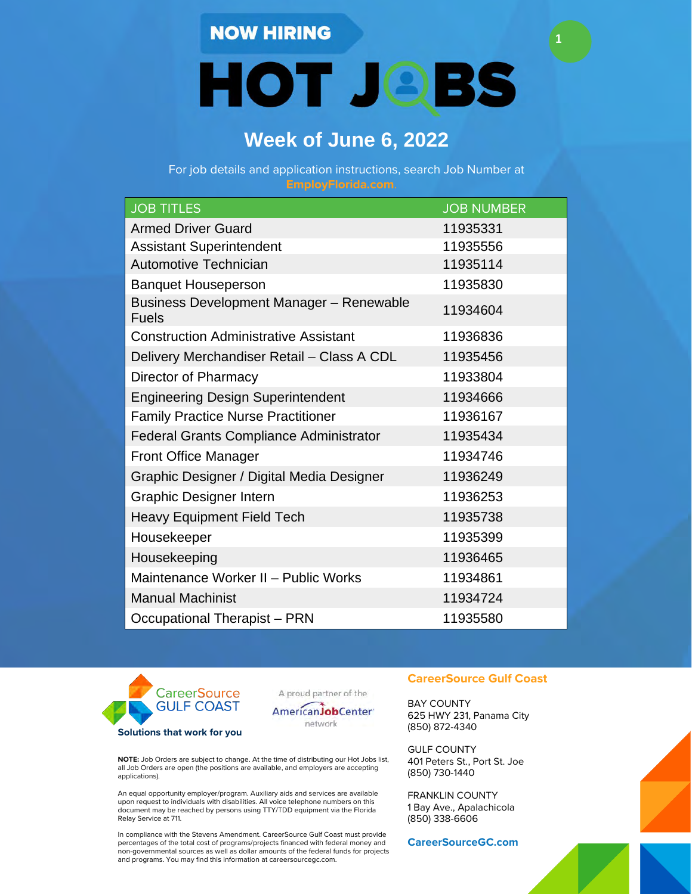NOW HIRING

# HOT JOBS

## Week of June 6, 2022

For job details and application instructions, search Job Number at **EmployFlorida.com**.

| JOB TITLES | JOB NUMBER |
|---|---|
| Armed Driver Guard | 11935331 |
| Assistant Superintendent | 11935556 |
| Automotive Technician | 11935114 |
| Banquet Houseperson | 11935830 |
| Business Development Manager – Renewable Fuels | 11934604 |
| Construction Administrative Assistant | 11936836 |
| Delivery Merchandiser Retail – Class A CDL | 11935456 |
| Director of Pharmacy | 11933804 |
| Engineering Design Superintendent | 11934666 |
| Family Practice Nurse Practitioner | 11936167 |
| Federal Grants Compliance Administrator | 11935434 |
| Front Office Manager | 11934746 |
| Graphic Designer / Digital Media Designer | 11936249 |
| Graphic Designer Intern | 11936253 |
| Heavy Equipment Field Tech | 11935738 |
| Housekeeper | 11935399 |
| Housekeeping | 11936465 |
| Maintenance Worker II – Public Works | 11934861 |
| Manual Machinist | 11934724 |
| Occupational Therapist – PRN | 11935580 |

CareerSource GULF COAST

**Solutions that work for you**

A proud partner of the AmericanJobCenter network

**NOTE:** Job Orders are subject to change. At the time of distributing our Hot Jobs list, all Job Orders are open (the positions are available, and employers are accepting applications).

An equal opportunity employer/program. Auxiliary aids and services are available upon request to individuals with disabilities. All voice telephone numbers on this document may be reached by persons using TTY/TDD equipment via the Florida Relay Service at 711.

In compliance with the Stevens Amendment. CareerSource Gulf Coast must provide percentages of the total cost of programs/projects financed with federal money and non-governmental sources as well as dollar amounts of the federal funds for projects and programs. You may find this information at careersourcegc.com.

**CareerSource Gulf Coast**

BAY COUNTY
625 HWY 231, Panama City
(850) 872-4340

GULF COUNTY
401 Peters St., Port St. Joe
(850) 730-1440

FRANKLIN COUNTY
1 Bay Ave., Apalachicola
(850) 338-6606

**CareerSourceGC.com**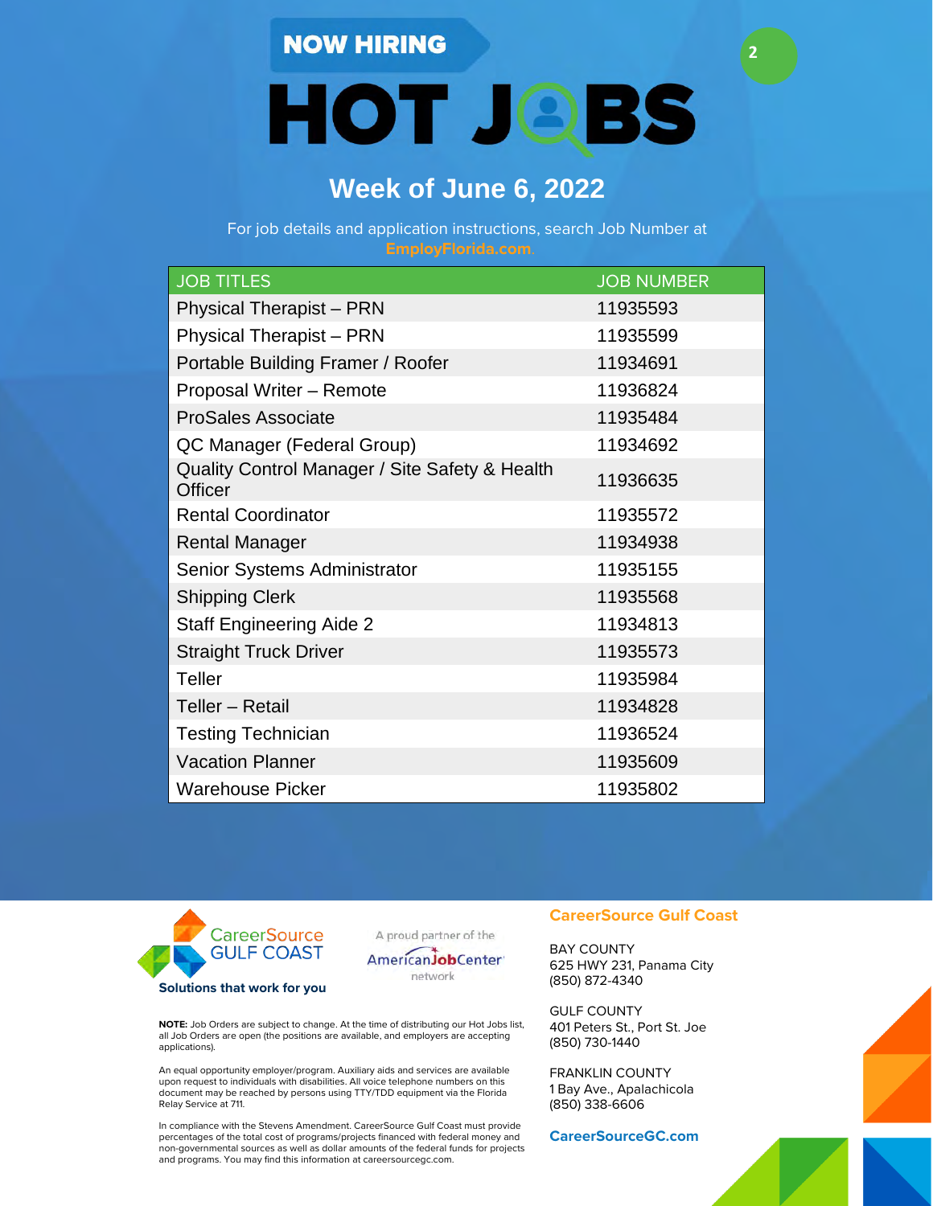NOW HIRING

# HOT JOBS

## Week of June 6, 2022

For job details and application instructions, search Job Number at EmployFlorida.com.

| JOB TITLES | JOB NUMBER |
|---|---|
| Physical Therapist – PRN | 11935593 |
| Physical Therapist – PRN | 11935599 |
| Portable Building Framer / Roofer | 11934691 |
| Proposal Writer – Remote | 11936824 |
| ProSales Associate | 11935484 |
| QC Manager (Federal Group) | 11934692 |
| Quality Control Manager / Site Safety & Health Officer | 11936635 |
| Rental Coordinator | 11935572 |
| Rental Manager | 11934938 |
| Senior Systems Administrator | 11935155 |
| Shipping Clerk | 11935568 |
| Staff Engineering Aide 2 | 11934813 |
| Straight Truck Driver | 11935573 |
| Teller | 11935984 |
| Teller – Retail | 11934828 |
| Testing Technician | 11936524 |
| Vacation Planner | 11935609 |
| Warehouse Picker | 11935802 |

CareerSource GULF COAST

**Solutions that work for you**

A proud partner of the AmericanJobCenter network

**NOTE:** Job Orders are subject to change. At the time of distributing our Hot Jobs list, all Job Orders are open (the positions are available, and employers are accepting applications).

An equal opportunity employer/program. Auxiliary aids and services are available upon request to individuals with disabilities. All voice telephone numbers on this document may be reached by persons using TTY/TDD equipment via the Florida Relay Service at 711.

In compliance with the Stevens Amendment. CareerSource Gulf Coast must provide percentages of the total cost of programs/projects financed with federal money and non-governmental sources as well as dollar amounts of the federal funds for projects and programs. You may find this information at careersourcegc.com.

**CareerSource Gulf Coast**

BAY COUNTY
625 HWY 231, Panama City
(850) 872-4340

GULF COUNTY
401 Peters St., Port St. Joe
(850) 730-1440

FRANKLIN COUNTY
1 Bay Ave., Apalachicola
(850) 338-6606

**CareerSourceGC.com**